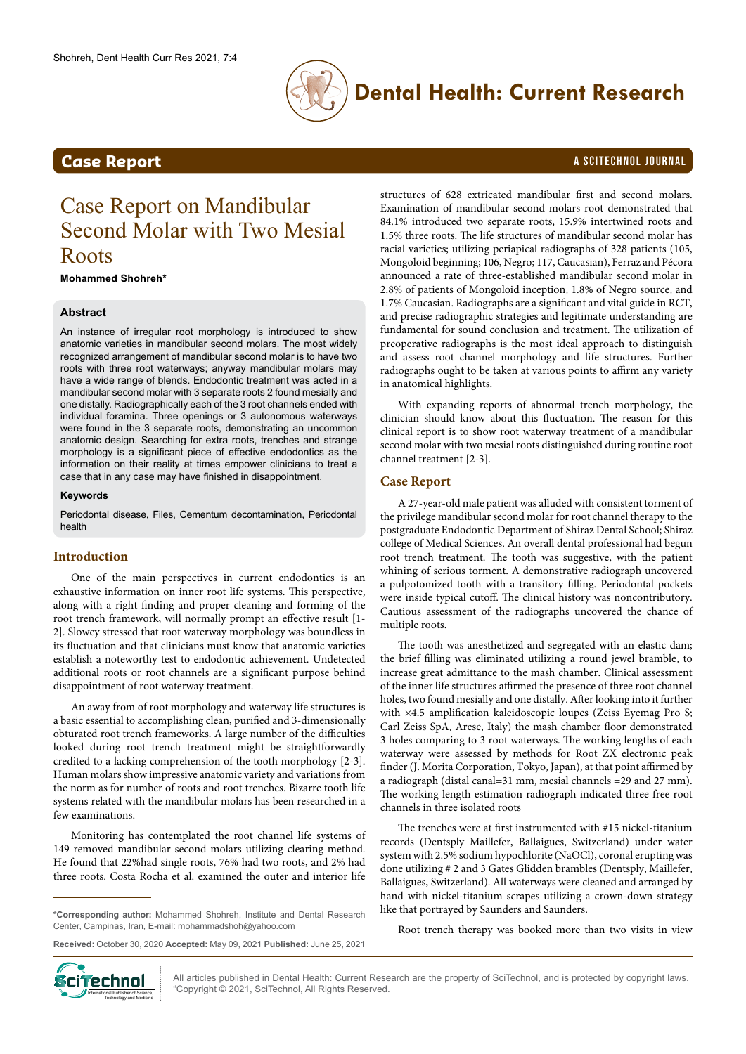# Case Report on Mandibular Second Molar with Two Mesial Roots

**Mohammed Shohreh***

## Abstract

An instance of irregular root morphology is introduced to show anatomic varieties in mandibular second molars. The most widely recognized arrangement of mandibular second molar is to have two roots with three root waterways; anyway mandibular molars may have a wide range of blends. Endodontic treatment was acted in a mandibular second molar with 3 separate roots 2 found mesially and one distally. Radiographically each of the 3 root channels ended with individual foramina. Three openings or 3 autonomous waterways were found in the 3 separate roots, demonstrating an uncommon anatomic design. Searching for extra roots, trenches and strange morphology is a significant piece of effective endodontics as the information on their reality at times empower clinicians to treat a case that in any case may have finished in disappointment.

### Keywords

Periodontal disease, Files, Cementum decontamination, Periodontal health

## Introduction

One of the main perspectives in current endodontics is an exhaustive information on inner root life systems. This perspective, along with a right finding and proper cleaning and forming of the root trench framework, will normally prompt an effective result [1-2]. Slowey stressed that root waterway morphology was boundless in its fluctuation and that clinicians must know that anatomic varieties establish a noteworthy test to endodontic achievement. Undetected additional roots or root channels are a significant purpose behind disappointment of root waterway treatment.

An away from of root morphology and waterway life structures is a basic essential to accomplishing clean, purified and 3-dimensionally obturated root trench frameworks. A large number of the difficulties looked during root trench treatment might be straightforwardly credited to a lacking comprehension of the tooth morphology [2-3]. Human molars show impressive anatomic variety and variations from the norm as for number of roots and root trenches. Bizarre tooth life systems related with the mandibular molars has been researched in a few examinations.

Monitoring has contemplated the root channel life systems of 149 removed mandibular second molars utilizing clearing method. He found that 22%had single roots, 76% had two roots, and 2% had three roots. Costa Rocha et al. examined the outer and interior life structures of 628 extricated mandibular first and second molars. Examination of mandibular second molars root demonstrated that 84.1% introduced two separate roots, 15.9% intertwined roots and 1.5% three roots. The life structures of mandibular second molar has racial varieties; utilizing periapical radiographs of 328 patients (105, Mongoloid beginning; 106, Negro; 117, Caucasian), Ferraz and Pécora announced a rate of three-established mandibular second molar in 2.8% of patients of Mongoloid inception, 1.8% of Negro source, and 1.7% Caucasian. Radiographs are a significant and vital guide in RCT, and precise radiographic strategies and legitimate understanding are fundamental for sound conclusion and treatment. The utilization of preoperative radiographs is the most ideal approach to distinguish and assess root channel morphology and life structures. Further radiographs ought to be taken at various points to affirm any variety in anatomical highlights.

With expanding reports of abnormal trench morphology, the clinician should know about this fluctuation. The reason for this clinical report is to show root waterway treatment of a mandibular second molar with two mesial roots distinguished during routine root channel treatment [2-3].

## Case Report

A 27-year-old male patient was alluded with consistent torment of the privilege mandibular second molar for root channel therapy to the postgraduate Endodontic Department of Shiraz Dental School; Shiraz college of Medical Sciences. An overall dental professional had begun root trench treatment. The tooth was suggestive, with the patient whining of serious torment. A demonstrative radiograph uncovered a pulpotomized tooth with a transitory filling. Periodontal pockets were inside typical cutoff. The clinical history was noncontributory. Cautious assessment of the radiographs uncovered the chance of multiple roots.

The tooth was anesthetized and segregated with an elastic dam; the brief filling was eliminated utilizing a round jewel bramble, to increase great admittance to the mash chamber. Clinical assessment of the inner life structures affirmed the presence of three root channel holes, two found mesially and one distally. After looking into it further with ×4.5 amplification kaleidoscopic loupes (Zeiss Eyemag Pro S; Carl Zeiss SpA, Arese, Italy) the mash chamber floor demonstrated 3 holes comparing to 3 root waterways. The working lengths of each waterway were assessed by methods for Root ZX electronic peak finder (J. Morita Corporation, Tokyo, Japan), at that point affirmed by a radiograph (distal canal=31 mm, mesial channels =29 and 27 mm). The working length estimation radiograph indicated three free root channels in three isolated roots

The trenches were at first instrumented with #15 nickel-titanium records (Dentsply Maillefer, Ballaigues, Switzerland) under water system with 2.5% sodium hypochlorite (NaOCl), coronal erupting was done utilizing # 2 and 3 Gates Glidden brambles (Dentsply, Maillefer, Ballaigues, Switzerland). All waterways were cleaned and arranged by hand with nickel-titanium scrapes utilizing a crown-down strategy like that portrayed by Saunders and Saunders.

Root trench therapy was booked more than two visits in view

---

***Corresponding author:** Mohammed Shohreh, Institute and Dental Research Center, Campinas, Iran, E-mail: mohammadshoh@yahoo.com

**Received:** October 30, 2020 **Accepted:** May 09, 2021 **Published:** June 25, 2021

All articles published in Dental Health: Current Research are the property of SciTechnol, and is protected by copyright laws. Copyright © 2021, SciTechnol, All Rights Reserved.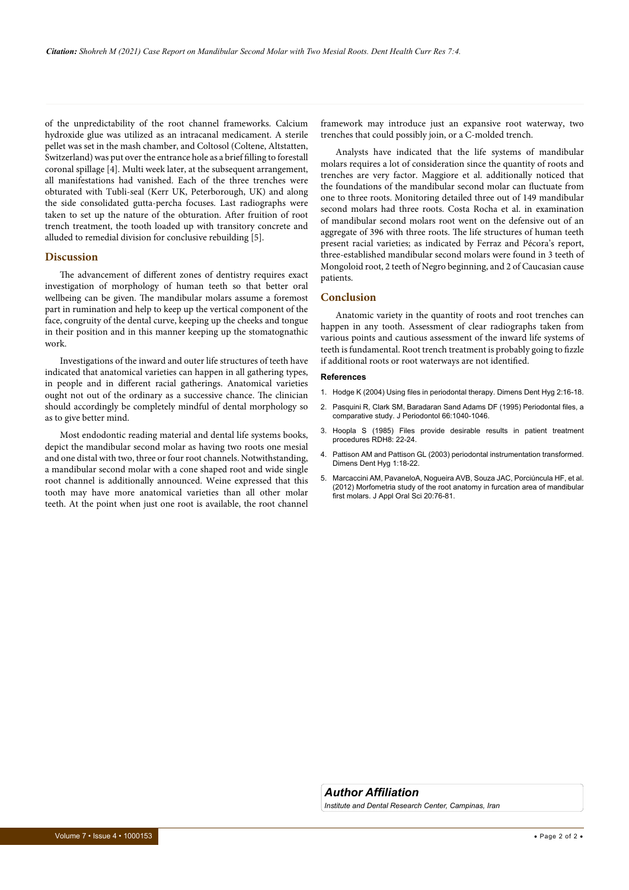of the unpredictability of the root channel frameworks. Calcium hydroxide glue was utilized as an intracanal medicament. A sterile pellet was set in the mash chamber, and Coltosol (Coltene, Altstatten, Switzerland) was put over the entrance hole as a brief filling to forestall coronal spillage [4]. Multi week later, at the subsequent arrangement, all manifestations had vanished. Each of the three trenches were obturated with Tubli-seal (Kerr UK, Peterborough, UK) and along the side consolidated gutta-percha focuses. Last radiographs were taken to set up the nature of the obturation. After fruition of root trench treatment, the tooth loaded up with transitory concrete and alluded to remedial division for conclusive rebuilding [5].

## Discussion

The advancement of different zones of dentistry requires exact investigation of morphology of human teeth so that better oral wellbeing can be given. The mandibular molars assume a foremost part in rumination and help to keep up the vertical component of the face, congruity of the dental curve, keeping up the cheeks and tongue in their position and in this manner keeping up the stomatognathic work.

Investigations of the inward and outer life structures of teeth have indicated that anatomical varieties can happen in all gathering types, in people and in different racial gatherings. Anatomical varieties ought not out of the ordinary as a successive chance. The clinician should accordingly be completely mindful of dental morphology so as to give better mind.

Most endodontic reading material and dental life systems books, depict the mandibular second molar as having two roots one mesial and one distal with two, three or four root channels. Notwithstanding, a mandibular second molar with a cone shaped root and wide single root channel is additionally announced. Weine expressed that this tooth may have more anatomical varieties than all other molar teeth. At the point when just one root is available, the root channel framework may introduce just an expansive root waterway, two trenches that could possibly join, or a C-molded trench.

Analysts have indicated that the life systems of mandibular molars requires a lot of consideration since the quantity of roots and trenches are very factor. Maggiore et al. additionally noticed that the foundations of the mandibular second molar can fluctuate from one to three roots. Monitoring detailed three out of 149 mandibular second molars had three roots. Costa Rocha et al. in examination of mandibular second molars root went on the defensive out of an aggregate of 396 with three roots. The life structures of human teeth present racial varieties; as indicated by Ferraz and Pécora's report, three-established mandibular second molars were found in 3 teeth of Mongoloid root, 2 teeth of Negro beginning, and 2 of Caucasian cause patients.

## Conclusion

Anatomic variety in the quantity of roots and root trenches can happen in any tooth. Assessment of clear radiographs taken from various points and cautious assessment of the inward life systems of teeth is fundamental. Root trench treatment is probably going to fizzle if additional roots or root waterways are not identified.

### References

1. Hodge K (2004) Using files in periodontal therapy. Dimens Dent Hyg 2:16-18.
2. Pasquini R, Clark SM, Baradaran Sand Adams DF (1995) Periodontal files, a comparative study. J Periodontol 66:1040-1046.
3. Hoopla S (1985) Files provide desirable results in patient treatment procedures RDH8: 22-24.
4. Pattison AM and Pattison GL (2003) periodontal instrumentation transformed. Dimens Dent Hyg 1:18-22.
5. Marcaccini AM, PavaneloA, Nogueira AVB, Souza JAC, Porciúncula HF, et al. (2012) Morfometria study of the root anatomy in furcation area of mandibular first molars. J Appl Oral Sci 20:76-81.

## Author Affiliation

*Institute and Dental Research Center, Campinas, Iran*